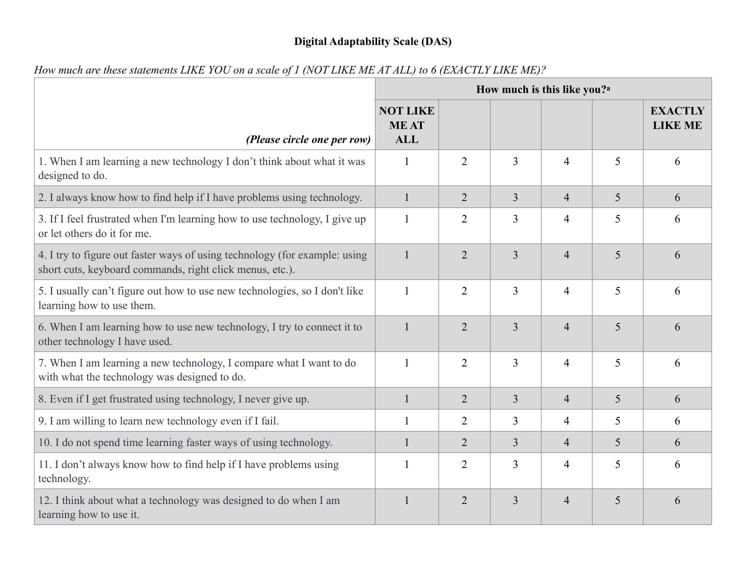# Digital Adaptability Scale (DAS)

*How much are these statements LIKE YOU on a scale of 1 (NOT LIKE ME AT ALL) to 6 (EXACTLY LIKE ME)?*

| *(Please circle one per row)* | How much is this like you?[a] | | | | | |
|---|---|---|---|---|---|---|
| | **NOT LIKE ME AT ALL** | | | | | **EXACTLY LIKE ME** |
| 1. When I am learning a new technology I don't think about what it was designed to do. | 1 | 2 | 3 | 4 | 5 | 6 |
| 2. I always know how to find help if I have problems using technology. | 1 | 2 | 3 | 4 | 5 | 6 |
| 3. If I feel frustrated when I'm learning how to use technology, I give up or let others do it for me. | 1 | 2 | 3 | 4 | 5 | 6 |
| 4. I try to figure out faster ways of using technology (for example: using short cuts, keyboard commands, right click menus, etc.). | 1 | 2 | 3 | 4 | 5 | 6 |
| 5. I usually can't figure out how to use new technologies, so I don't like learning how to use them. | 1 | 2 | 3 | 4 | 5 | 6 |
| 6. When I am learning how to use new technology, I try to connect it to other technology I have used. | 1 | 2 | 3 | 4 | 5 | 6 |
| 7. When I am learning a new technology, I compare what I want to do with what the technology was designed to do. | 1 | 2 | 3 | 4 | 5 | 6 |
| 8. Even if I get frustrated using technology, I never give up. | 1 | 2 | 3 | 4 | 5 | 6 |
| 9. I am willing to learn new technology even if I fail. | 1 | 2 | 3 | 4 | 5 | 6 |
| 10. I do not spend time learning faster ways of using technology. | 1 | 2 | 3 | 4 | 5 | 6 |
| 11. I don't always know how to find help if I have problems using technology. | 1 | 2 | 3 | 4 | 5 | 6 |
| 12. I think about what a technology was designed to do when I am learning how to use it. | 1 | 2 | 3 | 4 | 5 | 6 |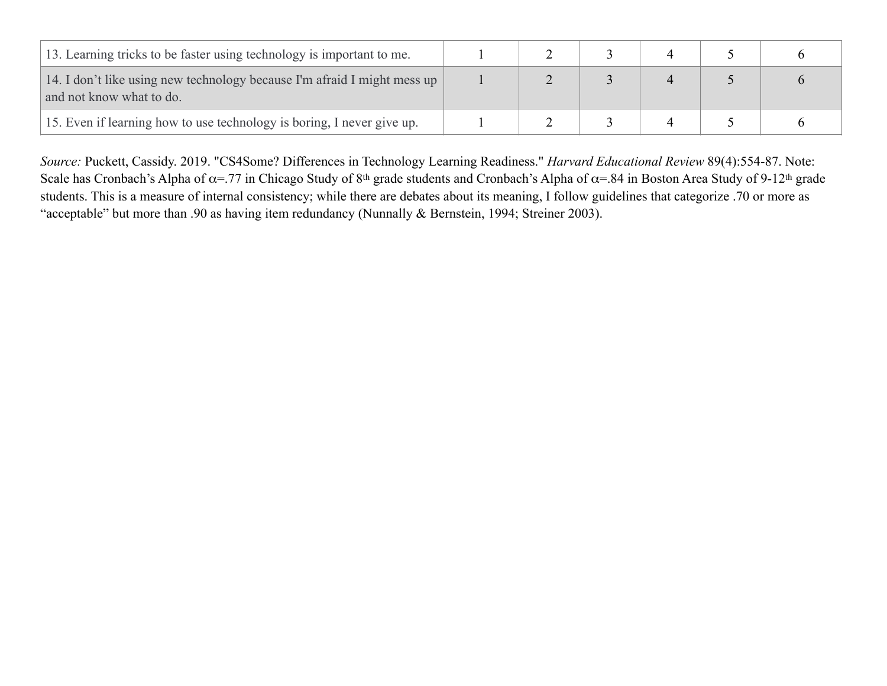| | | | | | | |
|---|---|---|---|---|---|---|
| 13. Learning tricks to be faster using technology is important to me. | 1 | 2 | 3 | 4 | 5 | 6 |
| 14. I don't like using new technology because I'm afraid I might mess up and not know what to do. | 1 | 2 | 3 | 4 | 5 | 6 |
| 15. Even if learning how to use technology is boring, I never give up. | 1 | 2 | 3 | 4 | 5 | 6 |

*Source:* Puckett, Cassidy. 2019. "CS4Some? Differences in Technology Learning Readiness." *Harvard Educational Review* 89(4):554-87. Note: Scale has Cronbach's Alpha of $\alpha$=.77 in Chicago Study of 8th grade students and Cronbach's Alpha of $\alpha$=.84 in Boston Area Study of 9-12th grade students. This is a measure of internal consistency; while there are debates about its meaning, I follow guidelines that categorize .70 or more as "acceptable" but more than .90 as having item redundancy (Nunnally & Bernstein, 1994; Streiner 2003).